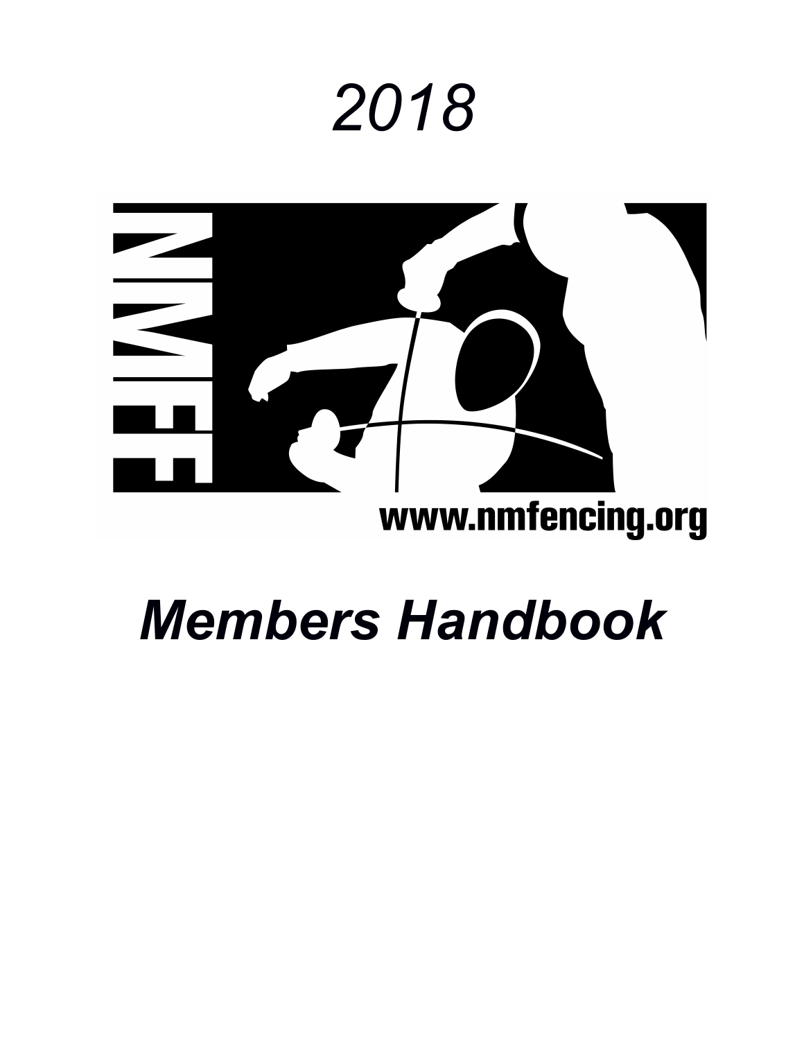# *2018*

NMFF

www.nmfencing.org

# ***Members Handbook***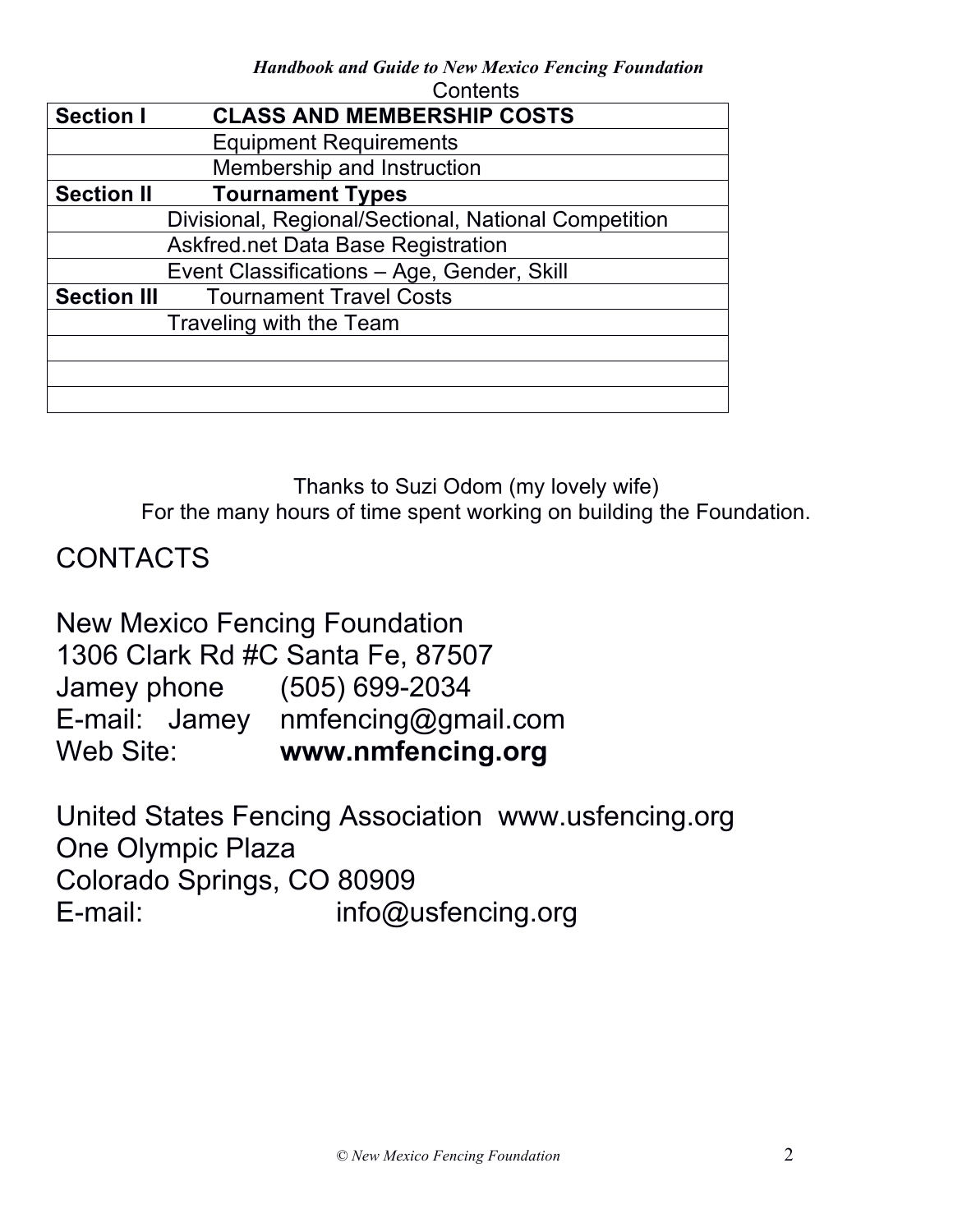*Handbook and Guide to New Mexico Fencing Foundation*

Contents

| | |
|---|---|
| **Section I** | **CLASS AND MEMBERSHIP COSTS** |
| | Equipment Requirements |
| | Membership and Instruction |
| **Section II** | **Tournament Types** |
| | Divisional, Regional/Sectional, National Competition |
| | Askfred.net Data Base Registration |
| | Event Classifications – Age, Gender, Skill |
| **Section III** | Tournament Travel Costs |
| | Traveling with the Team |
| | |
| | |
| | |

Thanks to Suzi Odom (my lovely wife)
For the many hours of time spent working on building the Foundation.

## CONTACTS

New Mexico Fencing Foundation
1306 Clark Rd #C Santa Fe, 87507
Jamey phone (505) 699-2034
E-mail: Jamey nmfencing@gmail.com
Web Site: **www.nmfencing.org**

United States Fencing Association www.usfencing.org
One Olympic Plaza
Colorado Springs, CO 80909
E-mail: info@usfencing.org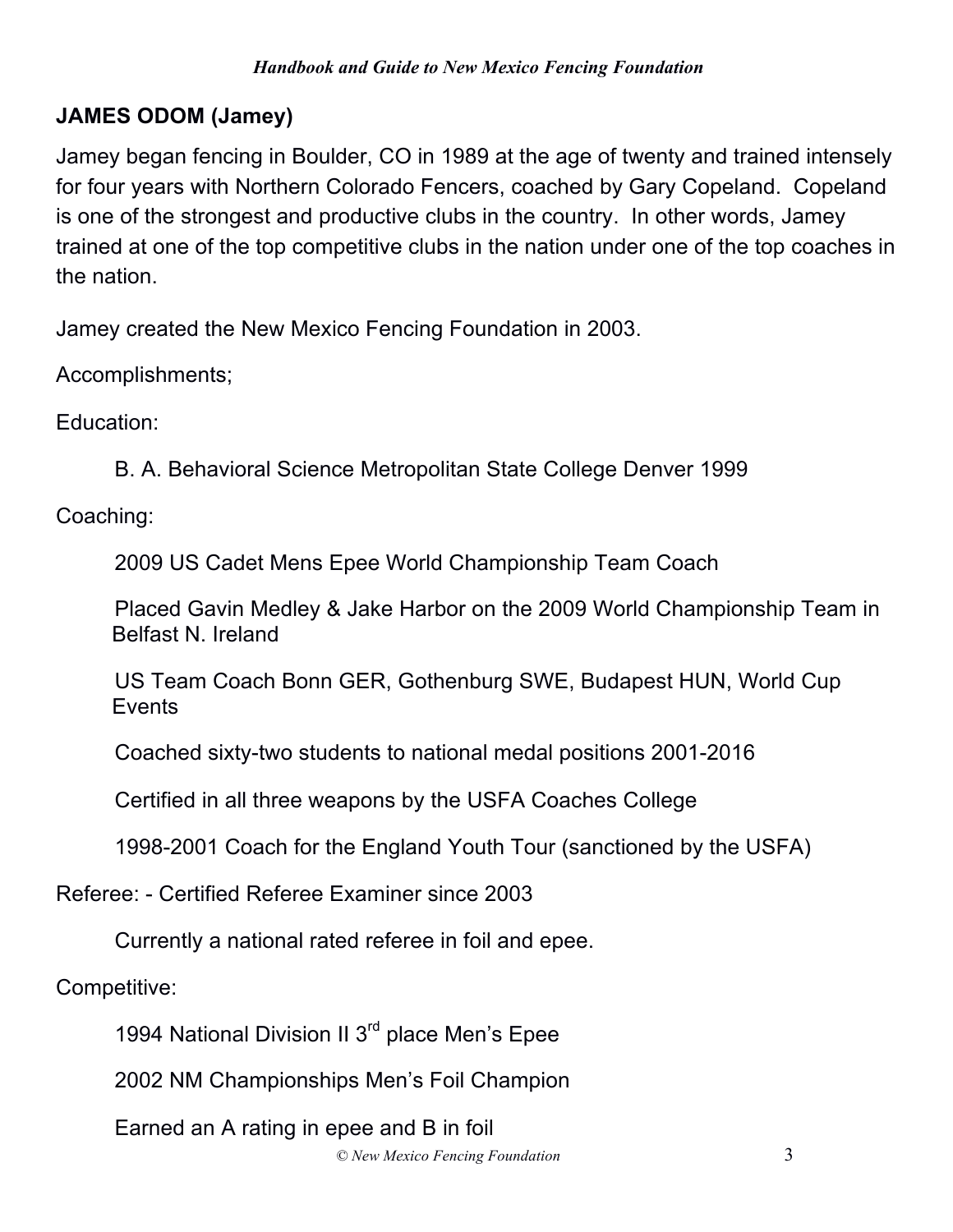## JAMES ODOM (Jamey)

Jamey began fencing in Boulder, CO in 1989 at the age of twenty and trained intensely for four years with Northern Colorado Fencers, coached by Gary Copeland. Copeland is one of the strongest and productive clubs in the country. In other words, Jamey trained at one of the top competitive clubs in the nation under one of the top coaches in the nation.

Jamey created the New Mexico Fencing Foundation in 2003.

Accomplishments;

Education:

B. A. Behavioral Science Metropolitan State College Denver 1999

Coaching:

2009 US Cadet Mens Epee World Championship Team Coach

Placed Gavin Medley & Jake Harbor on the 2009 World Championship Team in Belfast N. Ireland

US Team Coach Bonn GER, Gothenburg SWE, Budapest HUN, World Cup Events

Coached sixty-two students to national medal positions 2001-2016

Certified in all three weapons by the USFA Coaches College

1998-2001 Coach for the England Youth Tour (sanctioned by the USFA)

Referee: - Certified Referee Examiner since 2003

Currently a national rated referee in foil and epee.

Competitive:

1994 National Division II 3rd place Men's Epee

2002 NM Championships Men's Foil Champion

Earned an A rating in epee and B in foil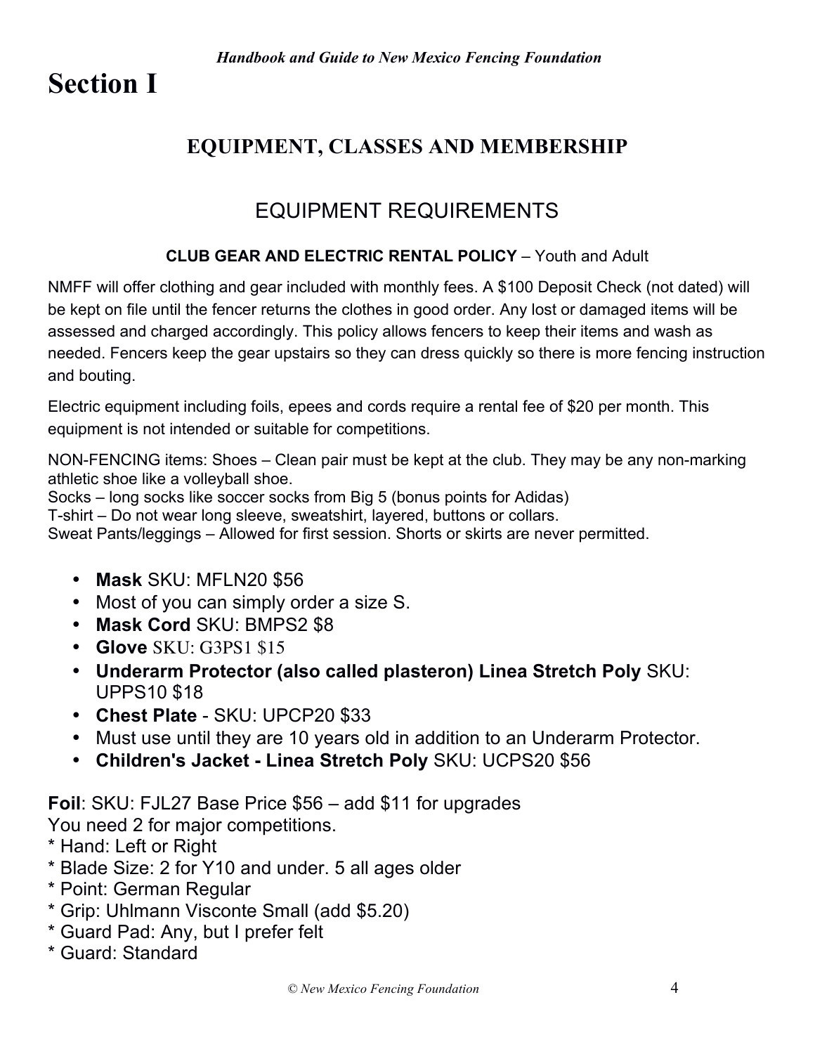# Section I

## EQUIPMENT, CLASSES AND MEMBERSHIP

### EQUIPMENT REQUIREMENTS

**CLUB GEAR AND ELECTRIC RENTAL POLICY** – Youth and Adult

NMFF will offer clothing and gear included with monthly fees. A $100 Deposit Check (not dated) will be kept on file until the fencer returns the clothes in good order. Any lost or damaged items will be assessed and charged accordingly. This policy allows fencers to keep their items and wash as needed. Fencers keep the gear upstairs so they can dress quickly so there is more fencing instruction and bouting.

Electric equipment including foils, epees and cords require a rental fee of $20 per month. This equipment is not intended or suitable for competitions.

NON-FENCING items: Shoes – Clean pair must be kept at the club. They may be any non-marking athletic shoe like a volleyball shoe.
Socks – long socks like soccer socks from Big 5 (bonus points for Adidas)
T-shirt – Do not wear long sleeve, sweatshirt, layered, buttons or collars.
Sweat Pants/leggings – Allowed for first session. Shorts or skirts are never permitted.

- **Mask** SKU: MFLN20 $56
- Most of you can simply order a size S.
- **Mask Cord** SKU: BMPS2 $8
- **Glove** SKU: G3PS1 $15
- **Underarm Protector (also called plasteron) Linea Stretch Poly** SKU: UPPS10 $18
- **Chest Plate** - SKU: UPCP20 $33
- Must use until they are 10 years old in addition to an Underarm Protector.
- **Children's Jacket - Linea Stretch Poly** SKU: UCPS20 $56

**Foil**: SKU: FJL27 Base Price $56 – add $11 for upgrades
You need 2 for major competitions.
* Hand: Left or Right
* Blade Size: 2 for Y10 and under. 5 all ages older
* Point: German Regular
* Grip: Uhlmann Visconte Small (add $5.20)
* Guard Pad: Any, but I prefer felt
* Guard: Standard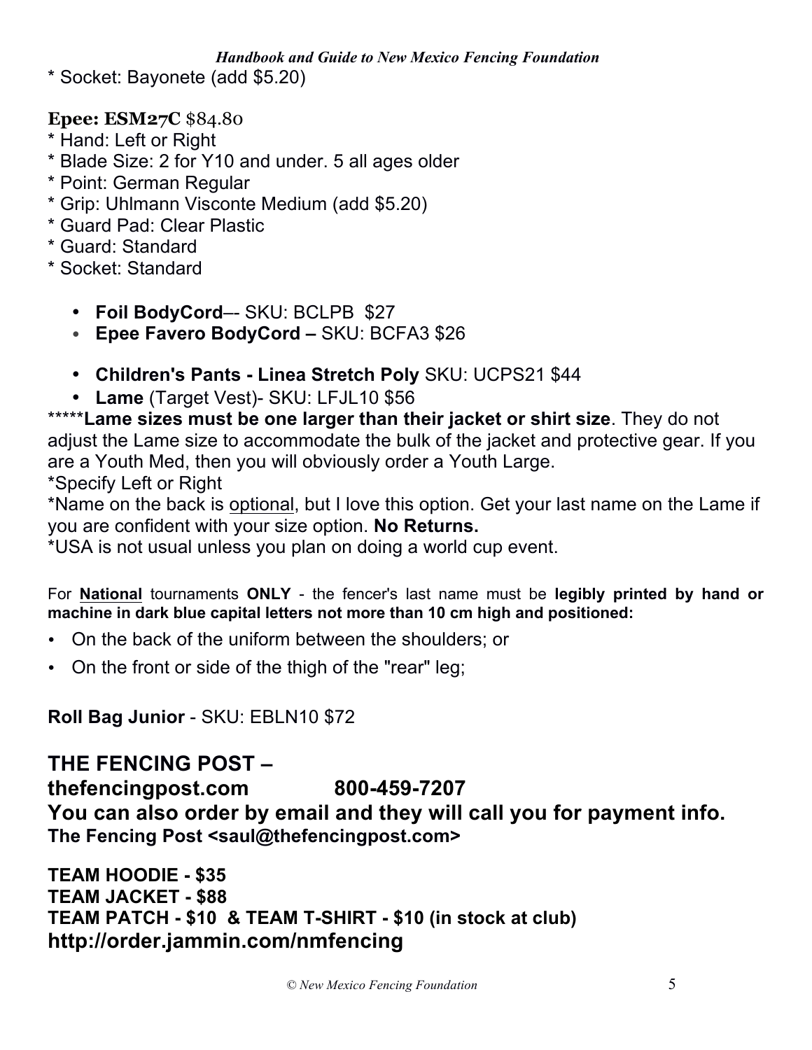* Socket: Bayonete (add $5.20)

**Epee: ESM27C** $84.80
* Hand: Left or Right
* Blade Size: 2 for Y10 and under. 5 all ages older
* Point: German Regular
* Grip: Uhlmann Visconte Medium (add $5.20)
* Guard Pad: Clear Plastic
* Guard: Standard
* Socket: Standard

- **Foil BodyCord**–- SKU: BCLPB $27
- **Epee Favero BodyCord –** SKU: BCFA3 $26

- **Children's Pants - Linea Stretch Poly** SKU: UCPS21 $44
- **Lame** (Target Vest)- SKU: LFJL10 $56

*****​**Lame sizes must be one larger than their jacket or shirt size**. They do not adjust the Lame size to accommodate the bulk of the jacket and protective gear. If you are a Youth Med, then you will obviously order a Youth Large.
*Specify Left or Right
*Name on the back is <u>optional</u>, but I love this option. Get your last name on the Lame if you are confident with your size option. **No Returns.**
*USA is not usual unless you plan on doing a world cup event.

For **<u>National</u>** tournaments **ONLY** - the fencer's last name must be **legibly printed by hand or machine in dark blue capital letters not more than 10 cm high and positioned:**

- On the back of the uniform between the shoulders; or
- On the front or side of the thigh of the "rear" leg;

**Roll Bag Junior** - SKU: EBLN10 $72

## THE FENCING POST – thefencingpost.com 800-459-7207

### You can also order by email and they will call you for payment info.

**The Fencing Post <saul@thefencingpost.com>**

**TEAM HOODIE - $35**
**TEAM JACKET - $88**
**TEAM PATCH - $10 & TEAM T-SHIRT - $10 (in stock at club)**
**http://order.jammin.com/nmfencing**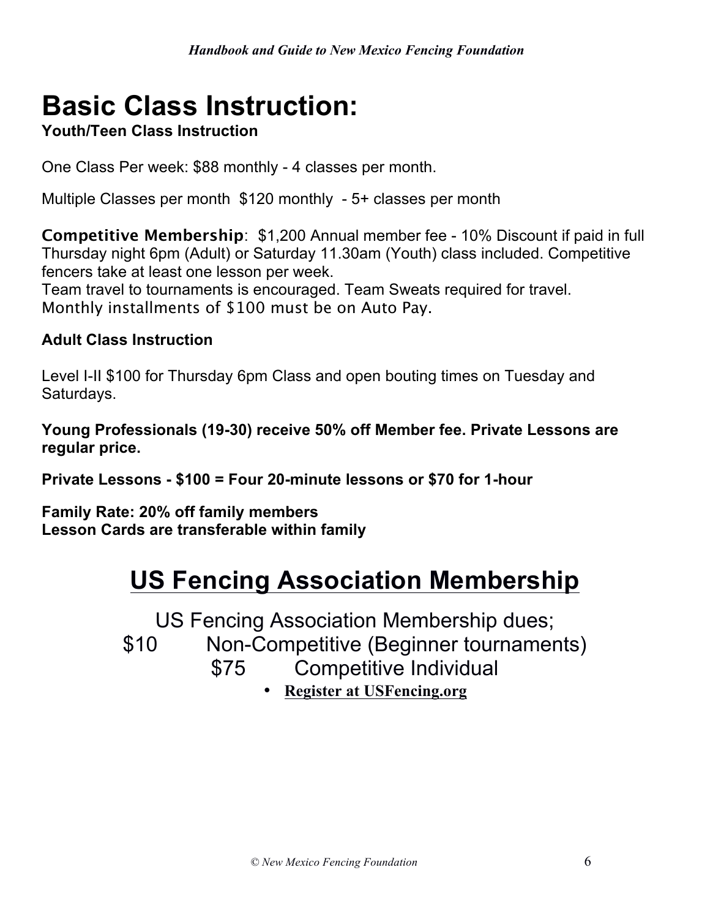# Basic Class Instruction:

**Youth/Teen Class Instruction**

One Class Per week: $88 monthly - 4 classes per month.

Multiple Classes per month  $120 monthly  - 5+ classes per month

**Competitive Membership**:  $1,200 Annual member fee - 10% Discount if paid in full Thursday night 6pm (Adult) or Saturday 11.30am (Youth) class included. Competitive fencers take at least one lesson per week.
Team travel to tournaments is encouraged. Team Sweats required for travel.
Monthly installments of $100 must be on Auto Pay.

**Adult Class Instruction**

Level I-II $100 for Thursday 6pm Class and open bouting times on Tuesday and Saturdays.

**Young Professionals (19-30) receive 50% off Member fee. Private Lessons are regular price.**

**Private Lessons - $100 = Four 20-minute lessons or $70 for 1-hour**

**Family Rate: 20% off family members**
**Lesson Cards are transferable within family**

## US Fencing Association Membership

US Fencing Association Membership dues;
$10 Non-Competitive (Beginner tournaments)
$75 Competitive Individual

- **Register at USFencing.org**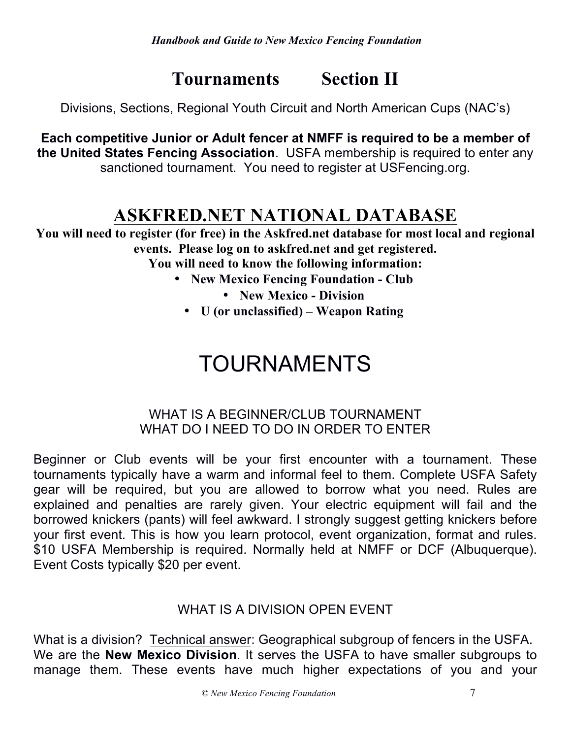# Tournaments Section II

Divisions, Sections, Regional Youth Circuit and North American Cups (NAC's)

**Each competitive Junior or Adult fencer at NMFF is required to be a member of the United States Fencing Association**. USFA membership is required to enter any sanctioned tournament. You need to register at USFencing.org.

## ASKFRED.NET NATIONAL DATABASE

**You will need to register (for free) in the Askfred.net database for most local and regional events. Please log on to askfred.net and get registered.**
**You will need to know the following information:**

- **New Mexico Fencing Foundation - Club**
- **New Mexico - Division**
- **U (or unclassified) – Weapon Rating**

# TOURNAMENTS

### WHAT IS A BEGINNER/CLUB TOURNAMENT
### WHAT DO I NEED TO DO IN ORDER TO ENTER

Beginner or Club events will be your first encounter with a tournament. These tournaments typically have a warm and informal feel to them. Complete USFA Safety gear will be required, but you are allowed to borrow what you need. Rules are explained and penalties are rarely given. Your electric equipment will fail and the borrowed knickers (pants) will feel awkward. I strongly suggest getting knickers before your first event. This is how you learn protocol, event organization, format and rules. $10 USFA Membership is required. Normally held at NMFF or DCF (Albuquerque). Event Costs typically $20 per event.

### WHAT IS A DIVISION OPEN EVENT

What is a division? Technical answer: Geographical subgroup of fencers in the USFA. We are the **New Mexico Division**. It serves the USFA to have smaller subgroups to manage them. These events have much higher expectations of you and your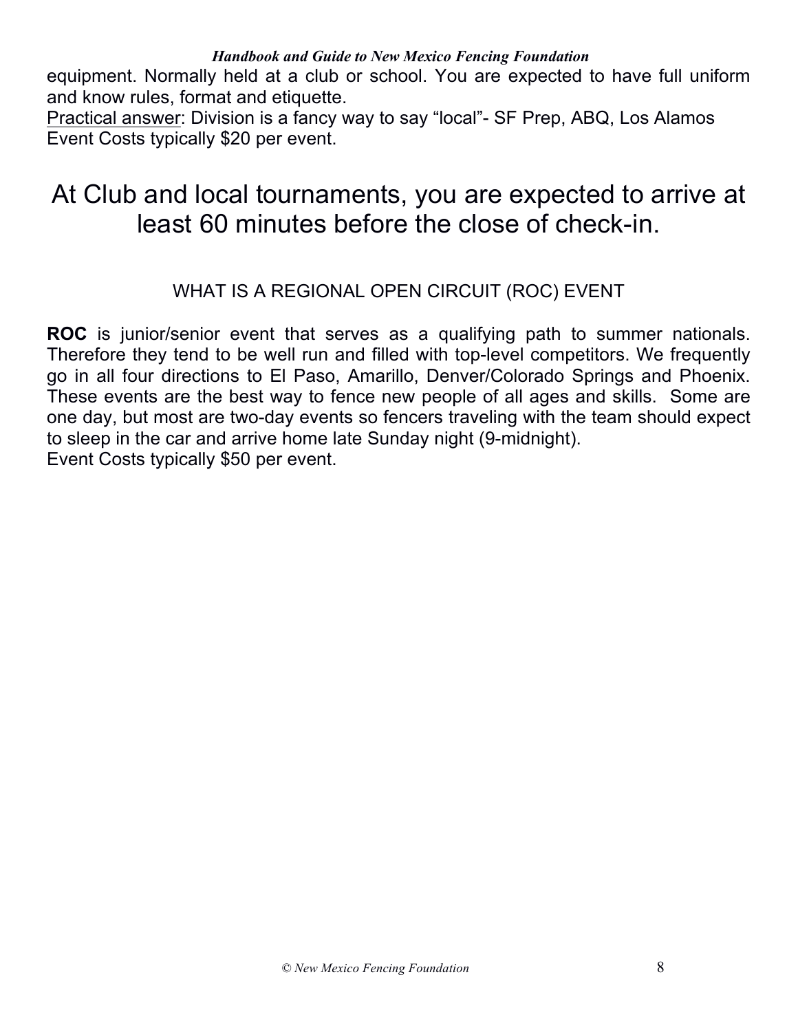equipment. Normally held at a club or school. You are expected to have full uniform and know rules, format and etiquette.

Practical answer: Division is a fancy way to say "local"- SF Prep, ABQ, Los Alamos
Event Costs typically $20 per event.

## At Club and local tournaments, you are expected to arrive at least 60 minutes before the close of check-in.

### WHAT IS A REGIONAL OPEN CIRCUIT (ROC) EVENT

**ROC** is junior/senior event that serves as a qualifying path to summer nationals. Therefore they tend to be well run and filled with top-level competitors. We frequently go in all four directions to El Paso, Amarillo, Denver/Colorado Springs and Phoenix. These events are the best way to fence new people of all ages and skills. Some are one day, but most are two-day events so fencers traveling with the team should expect to sleep in the car and arrive home late Sunday night (9-midnight).
Event Costs typically $50 per event.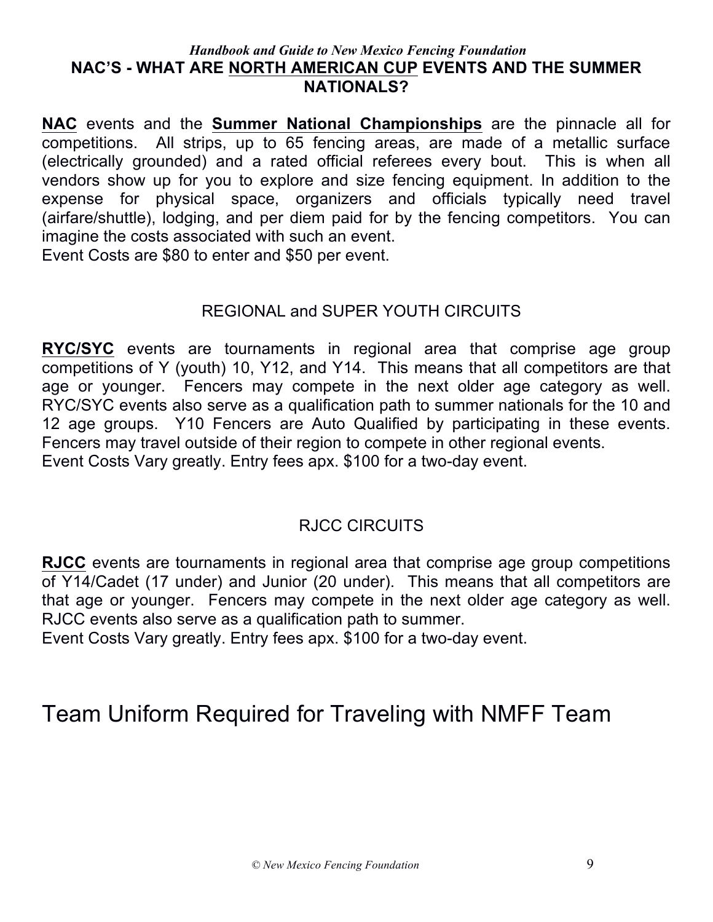## NAC'S - WHAT ARE NORTH AMERICAN CUP EVENTS AND THE SUMMER NATIONALS?

**NAC** events and the **Summer National Championships** are the pinnacle all for competitions. All strips, up to 65 fencing areas, are made of a metallic surface (electrically grounded) and a rated official referees every bout. This is when all vendors show up for you to explore and size fencing equipment. In addition to the expense for physical space, organizers and officials typically need travel (airfare/shuttle), lodging, and per diem paid for by the fencing competitors. You can imagine the costs associated with such an event.
Event Costs are $80 to enter and $50 per event.

## REGIONAL and SUPER YOUTH CIRCUITS

**RYC/SYC** events are tournaments in regional area that comprise age group competitions of Y (youth) 10, Y12, and Y14. This means that all competitors are that age or younger. Fencers may compete in the next older age category as well. RYC/SYC events also serve as a qualification path to summer nationals for the 10 and 12 age groups. Y10 Fencers are Auto Qualified by participating in these events. Fencers may travel outside of their region to compete in other regional events.
Event Costs Vary greatly. Entry fees apx. $100 for a two-day event.

## RJCC CIRCUITS

**RJCC** events are tournaments in regional area that comprise age group competitions of Y14/Cadet (17 under) and Junior (20 under). This means that all competitors are that age or younger. Fencers may compete in the next older age category as well. RJCC events also serve as a qualification path to summer.
Event Costs Vary greatly. Entry fees apx. $100 for a two-day event.

# Team Uniform Required for Traveling with NMFF Team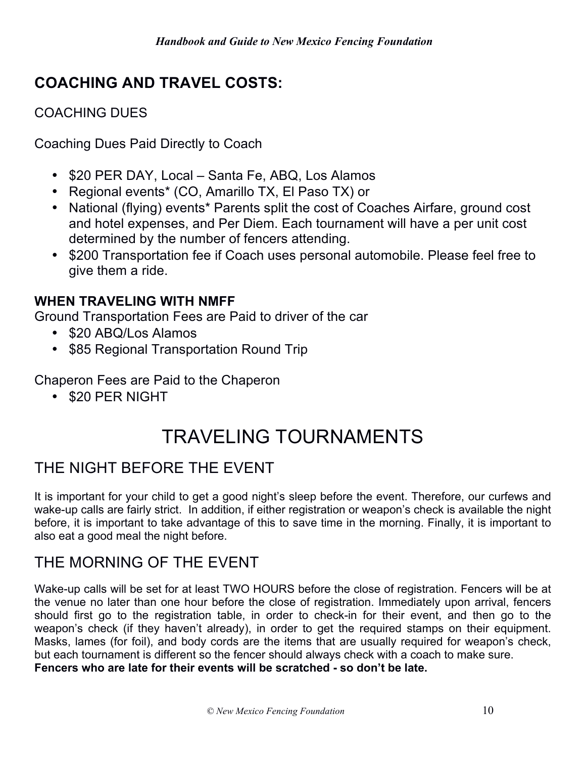## COACHING AND TRAVEL COSTS:

COACHING DUES

Coaching Dues Paid Directly to Coach

- $20 PER DAY, Local – Santa Fe, ABQ, Los Alamos
- Regional events* (CO, Amarillo TX, El Paso TX) or
- National (flying) events* Parents split the cost of Coaches Airfare, ground cost and hotel expenses, and Per Diem. Each tournament will have a per unit cost determined by the number of fencers attending.
- $200 Transportation fee if Coach uses personal automobile. Please feel free to give them a ride.

**WHEN TRAVELING WITH NMFF**

Ground Transportation Fees are Paid to driver of the car

- $20 ABQ/Los Alamos
- $85 Regional Transportation Round Trip

Chaperon Fees are Paid to the Chaperon

- $20 PER NIGHT

# TRAVELING TOURNAMENTS

## THE NIGHT BEFORE THE EVENT

It is important for your child to get a good night's sleep before the event. Therefore, our curfews and wake-up calls are fairly strict. In addition, if either registration or weapon's check is available the night before, it is important to take advantage of this to save time in the morning. Finally, it is important to also eat a good meal the night before.

## THE MORNING OF THE EVENT

Wake-up calls will be set for at least TWO HOURS before the close of registration. Fencers will be at the venue no later than one hour before the close of registration. Immediately upon arrival, fencers should first go to the registration table, in order to check-in for their event, and then go to the weapon's check (if they haven't already), in order to get the required stamps on their equipment. Masks, lames (for foil), and body cords are the items that are usually required for weapon's check, but each tournament is different so the fencer should always check with a coach to make sure.
**Fencers who are late for their events will be scratched - so don't be late.**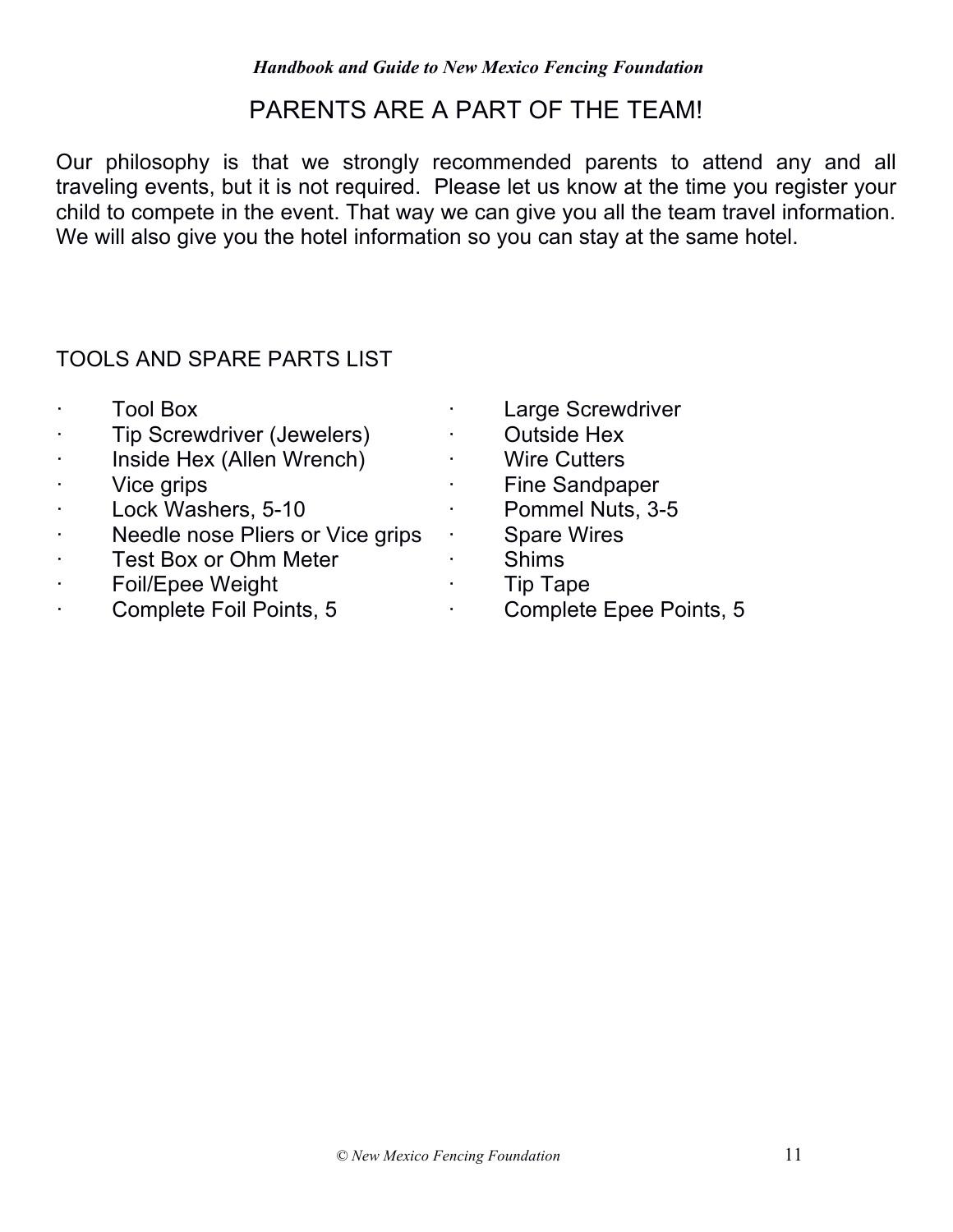# PARENTS ARE A PART OF THE TEAM!

Our philosophy is that we strongly recommended parents to attend any and all traveling events, but it is not required. Please let us know at the time you register your child to compete in the event. That way we can give you all the team travel information. We will also give you the hotel information so you can stay at the same hotel.

## TOOLS AND SPARE PARTS LIST

- Tool Box
- Tip Screwdriver (Jewelers)
- Inside Hex (Allen Wrench)
- Vice grips
- Lock Washers, 5-10
- Needle nose Pliers or Vice grips
- Test Box or Ohm Meter
- Foil/Epee Weight
- Complete Foil Points, 5
- Large Screwdriver
- Outside Hex
- Wire Cutters
- Fine Sandpaper
- Pommel Nuts, 3-5
- Spare Wires
- Shims
- Tip Tape
- Complete Epee Points, 5